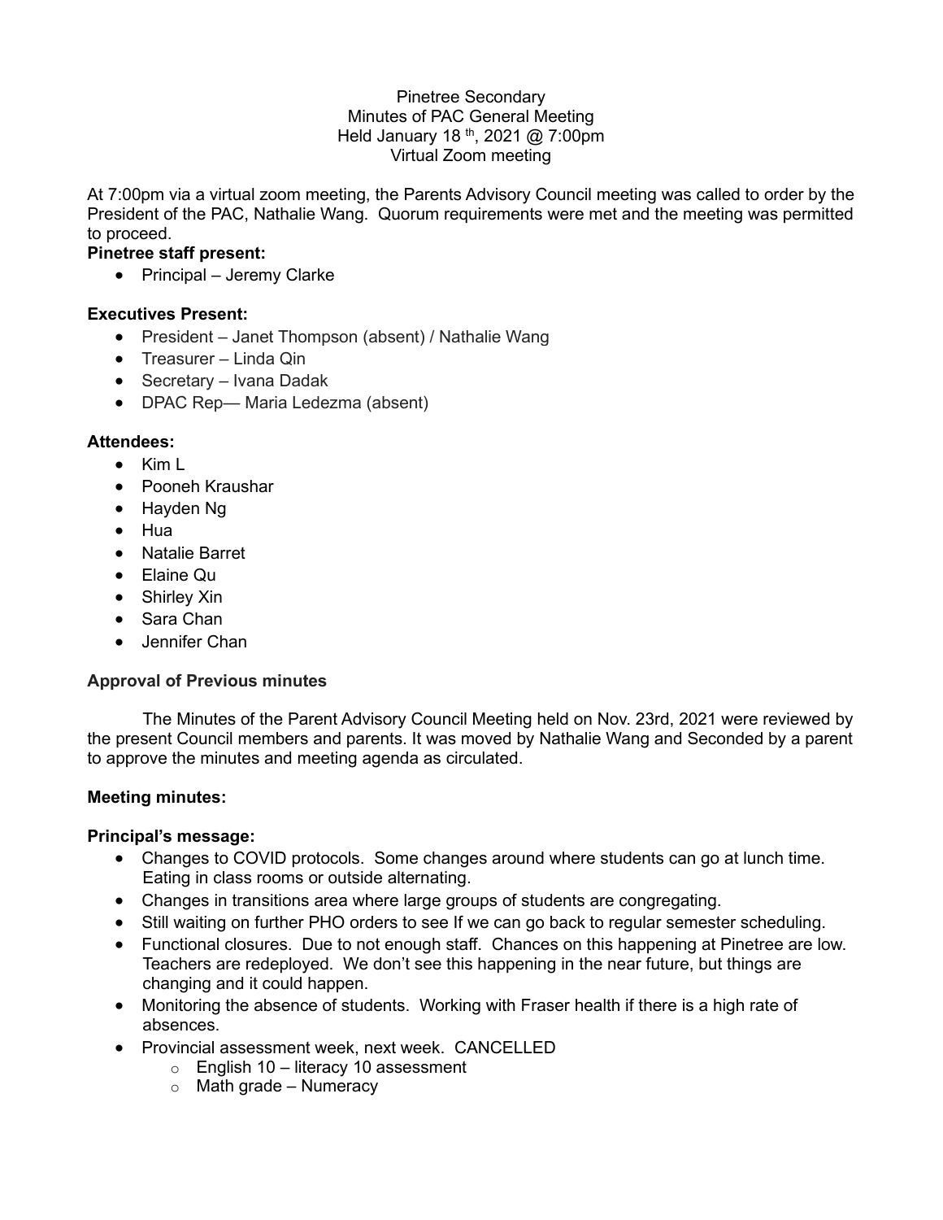Pinetree Secondary
Minutes of PAC General Meeting
Held January 18 th, 2021 @ 7:00pm
Virtual Zoom meeting

At 7:00pm via a virtual zoom meeting, the Parents Advisory Council meeting was called to order by the President of the PAC, Nathalie Wang. Quorum requirements were met and the meeting was permitted to proceed.

**Pinetree staff present:**

- Principal – Jeremy Clarke

**Executives Present:**

- President – Janet Thompson (absent) / Nathalie Wang
- Treasurer – Linda Qin
- Secretary – Ivana Dadak
- DPAC Rep— Maria Ledezma (absent)

**Attendees:**

- Kim L
- Pooneh Kraushar
- Hayden Ng
- Hua
- Natalie Barret
- Elaine Qu
- Shirley Xin
- Sara Chan
- Jennifer Chan

**Approval of Previous minutes**

The Minutes of the Parent Advisory Council Meeting held on Nov. 23rd, 2021 were reviewed by the present Council members and parents. It was moved by Nathalie Wang and Seconded by a parent to approve the minutes and meeting agenda as circulated.

**Meeting minutes:**

**Principal's message:**

- Changes to COVID protocols. Some changes around where students can go at lunch time. Eating in class rooms or outside alternating.
- Changes in transitions area where large groups of students are congregating.
- Still waiting on further PHO orders to see If we can go back to regular semester scheduling.
- Functional closures. Due to not enough staff. Chances on this happening at Pinetree are low. Teachers are redeployed. We don't see this happening in the near future, but things are changing and it could happen.
- Monitoring the absence of students. Working with Fraser health if there is a high rate of absences.
- Provincial assessment week, next week. CANCELLED
  - English 10 – literacy 10 assessment
  - Math grade – Numeracy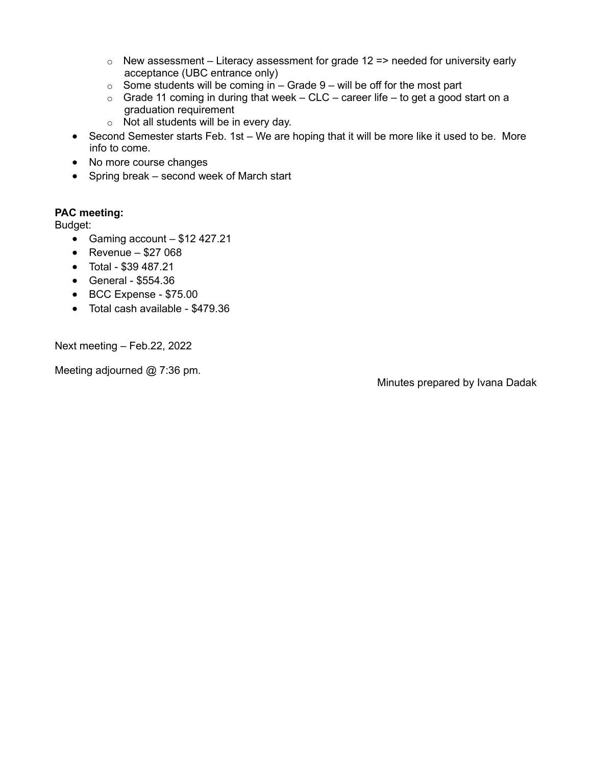- New assessment – Literacy assessment for grade 12 => needed for university early acceptance (UBC entrance only)
    - Some students will be coming in – Grade 9 – will be off for the most part
    - Grade 11 coming in during that week – CLC – career life – to get a good start on a graduation requirement
    - Not all students will be in every day.
- Second Semester starts Feb. 1st – We are hoping that it will be more like it used to be. More info to come.
- No more course changes
- Spring break – second week of March start

**PAC meeting:**

Budget:

- Gaming account – $12 427.21
- Revenue – $27 068
- Total - $39 487.21
- General - $554.36
- BCC Expense - $75.00
- Total cash available - $479.36

Next meeting – Feb.22, 2022

Meeting adjourned @ 7:36 pm.

Minutes prepared by Ivana Dadak